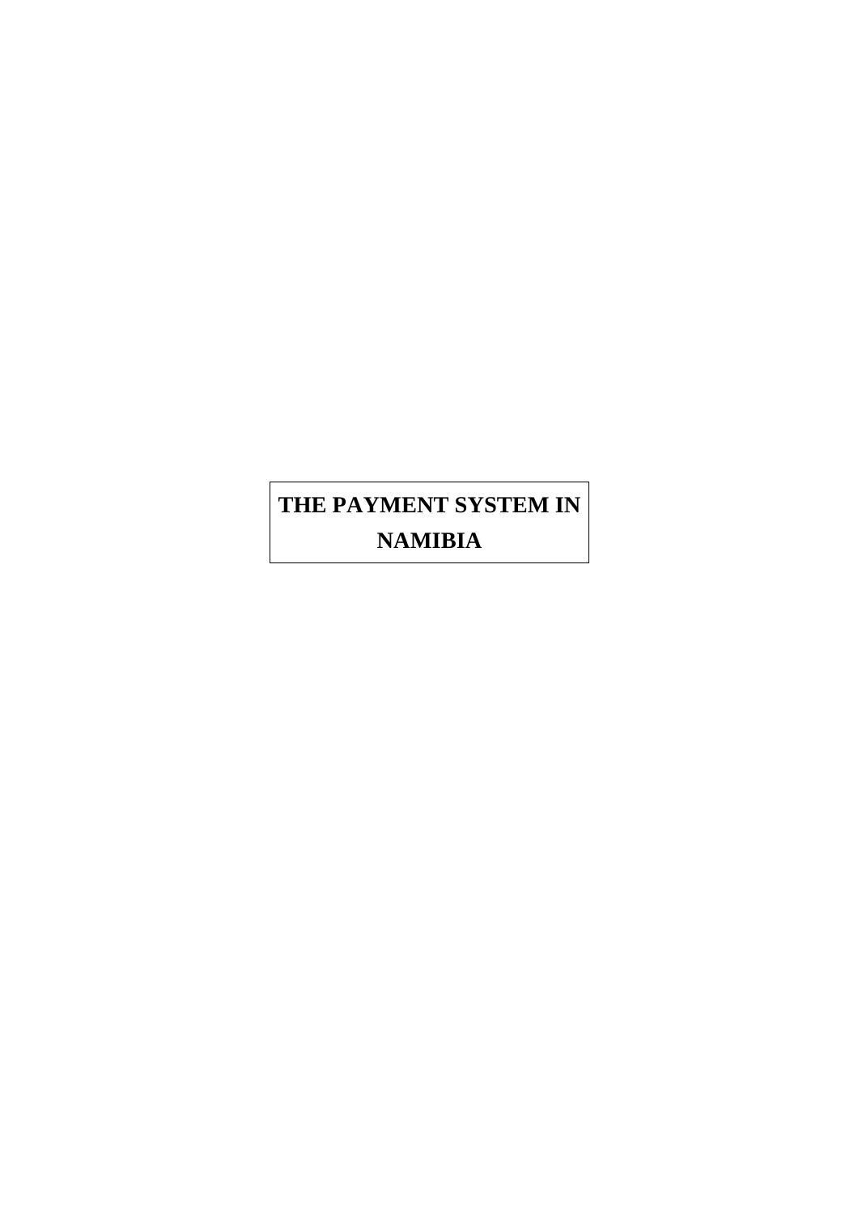# THE PAYMENT SYSTEM IN NAMIBIA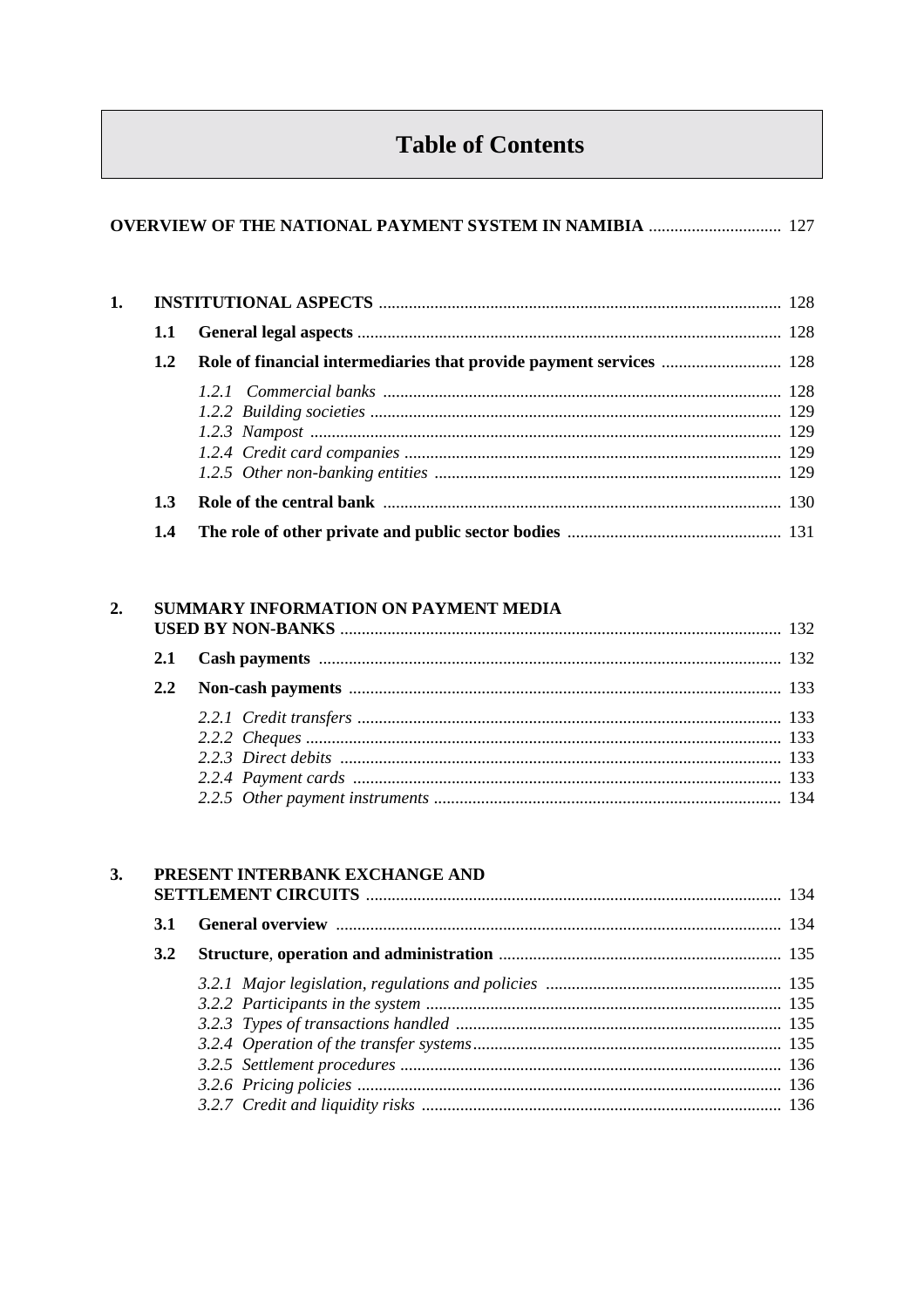# Table of Contents

**OVERVIEW OF THE NATIONAL PAYMENT SYSTEM IN NAMIBIA** .............................. 127

**1. INSTITUTIONAL ASPECTS** .............................................................................................. 128

- **1.1 General legal aspects** .................................................................................................. 128
- **1.2 Role of financial intermediaries that provide payment services** ............................ 128
  - *1.2.1 Commercial banks* .............................................................................................. 128
  - *1.2.2 Building societies* ................................................................................................ 129
  - *1.2.3 Nampost* .............................................................................................................. 129
  - *1.2.4 Credit card companies* ........................................................................................ 129
  - *1.2.5 Other non-banking entities* ................................................................................. 129
- **1.3 Role of the central bank** ............................................................................................ 130
- **1.4 The role of other private and public sector bodies** .................................................. 131

**2. SUMMARY INFORMATION ON PAYMENT MEDIA USED BY NON-BANKS** ...................................................................................................... 132

- **2.1 Cash payments** ........................................................................................................... 132
- **2.2 Non-cash payments** .................................................................................................... 133
  - *2.2.1 Credit transfers* .................................................................................................. 133
  - *2.2.2 Cheques* .............................................................................................................. 133
  - *2.2.3 Direct debits* ...................................................................................................... 133
  - *2.2.4 Payment cards* .................................................................................................... 133
  - *2.2.5 Other payment instruments* ................................................................................ 134

**3. PRESENT INTERBANK EXCHANGE AND SETTLEMENT CIRCUITS** ................................................................................................ 134

- **3.1 General overview** ....................................................................................................... 134
- **3.2 Structure, operation and administration** ................................................................. 135
  - *3.2.1 Major legislation, regulations and policies* ....................................................... 135
  - *3.2.2 Participants in the system* .................................................................................. 135
  - *3.2.3 Types of transactions handled* ........................................................................... 135
  - *3.2.4 Operation of the transfer systems* ........................................................................ 135
  - *3.2.5 Settlement procedures* ........................................................................................ 136
  - *3.2.6 Pricing policies* ................................................................................................. 136
  - *3.2.7 Credit and liquidity risks* ................................................................................... 136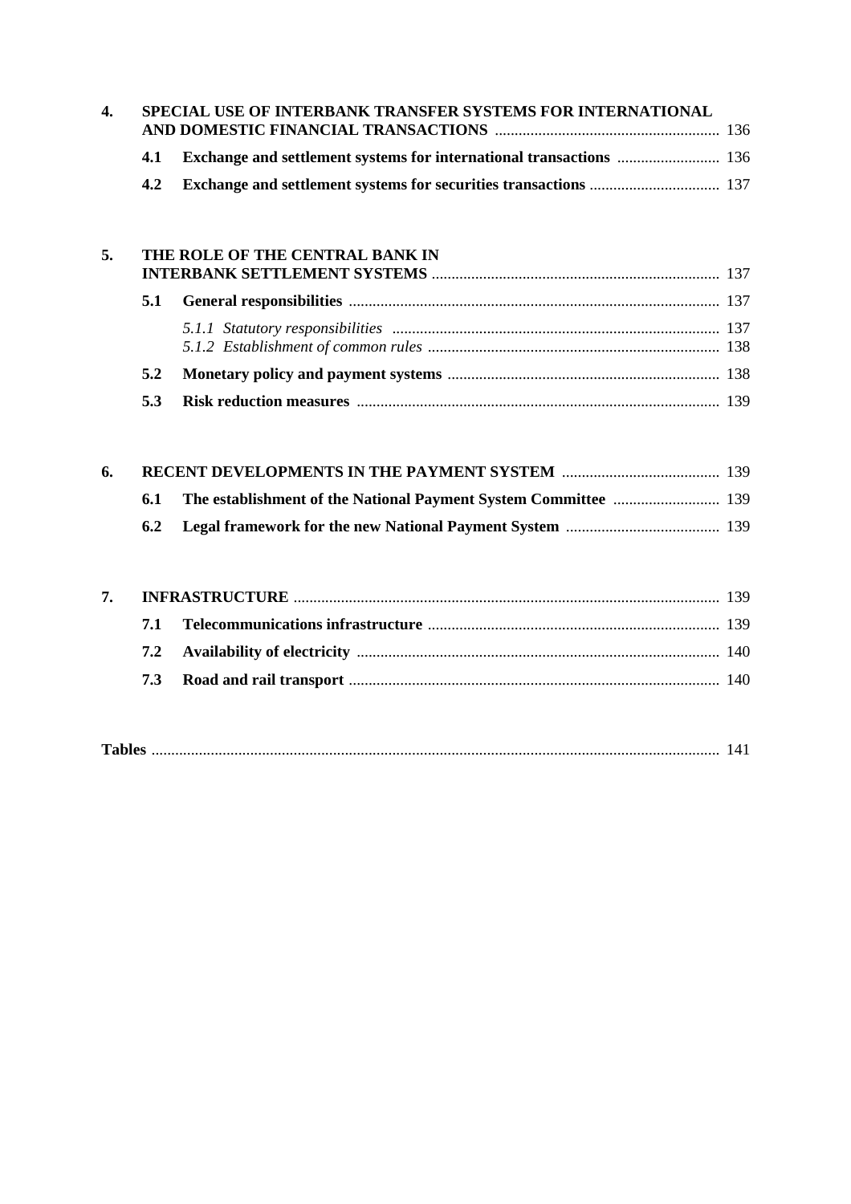**4. SPECIAL USE OF INTERBANK TRANSFER SYSTEMS FOR INTERNATIONAL AND DOMESTIC FINANCIAL TRANSACTIONS** ........ 136

- **4.1 Exchange and settlement systems for international transactions** ........ 136
- **4.2 Exchange and settlement systems for securities transactions** ........ 137

**5. THE ROLE OF THE CENTRAL BANK IN INTERBANK SETTLEMENT SYSTEMS** ........ 137

- **5.1 General responsibilities** ........ 137
  - *5.1.1 Statutory responsibilities* ........ 137
  - *5.1.2 Establishment of common rules* ........ 138
- **5.2 Monetary policy and payment systems** ........ 138
- **5.3 Risk reduction measures** ........ 139

**6. RECENT DEVELOPMENTS IN THE PAYMENT SYSTEM** ........ 139

- **6.1 The establishment of the National Payment System Committee** ........ 139
- **6.2 Legal framework for the new National Payment System** ........ 139

**7. INFRASTRUCTURE** ........ 139

- **7.1 Telecommunications infrastructure** ........ 139
- **7.2 Availability of electricity** ........ 140
- **7.3 Road and rail transport** ........ 140

**Tables** ........ 141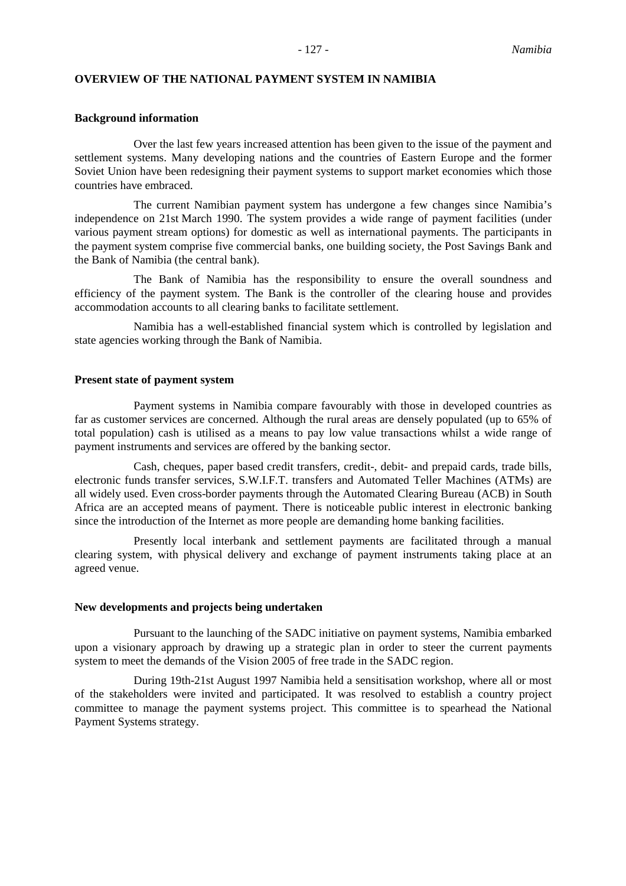# OVERVIEW OF THE NATIONAL PAYMENT SYSTEM IN NAMIBIA

## Background information

Over the last few years increased attention has been given to the issue of the payment and settlement systems. Many developing nations and the countries of Eastern Europe and the former Soviet Union have been redesigning their payment systems to support market economies which those countries have embraced.

The current Namibian payment system has undergone a few changes since Namibia's independence on 21st March 1990. The system provides a wide range of payment facilities (under various payment stream options) for domestic as well as international payments. The participants in the payment system comprise five commercial banks, one building society, the Post Savings Bank and the Bank of Namibia (the central bank).

The Bank of Namibia has the responsibility to ensure the overall soundness and efficiency of the payment system. The Bank is the controller of the clearing house and provides accommodation accounts to all clearing banks to facilitate settlement.

Namibia has a well-established financial system which is controlled by legislation and state agencies working through the Bank of Namibia.

## Present state of payment system

Payment systems in Namibia compare favourably with those in developed countries as far as customer services are concerned. Although the rural areas are densely populated (up to 65% of total population) cash is utilised as a means to pay low value transactions whilst a wide range of payment instruments and services are offered by the banking sector.

Cash, cheques, paper based credit transfers, credit-, debit- and prepaid cards, trade bills, electronic funds transfer services, S.W.I.F.T. transfers and Automated Teller Machines (ATMs) are all widely used. Even cross-border payments through the Automated Clearing Bureau (ACB) in South Africa are an accepted means of payment. There is noticeable public interest in electronic banking since the introduction of the Internet as more people are demanding home banking facilities.

Presently local interbank and settlement payments are facilitated through a manual clearing system, with physical delivery and exchange of payment instruments taking place at an agreed venue.

## New developments and projects being undertaken

Pursuant to the launching of the SADC initiative on payment systems, Namibia embarked upon a visionary approach by drawing up a strategic plan in order to steer the current payments system to meet the demands of the Vision 2005 of free trade in the SADC region.

During 19th-21st August 1997 Namibia held a sensitisation workshop, where all or most of the stakeholders were invited and participated. It was resolved to establish a country project committee to manage the payment systems project. This committee is to spearhead the National Payment Systems strategy.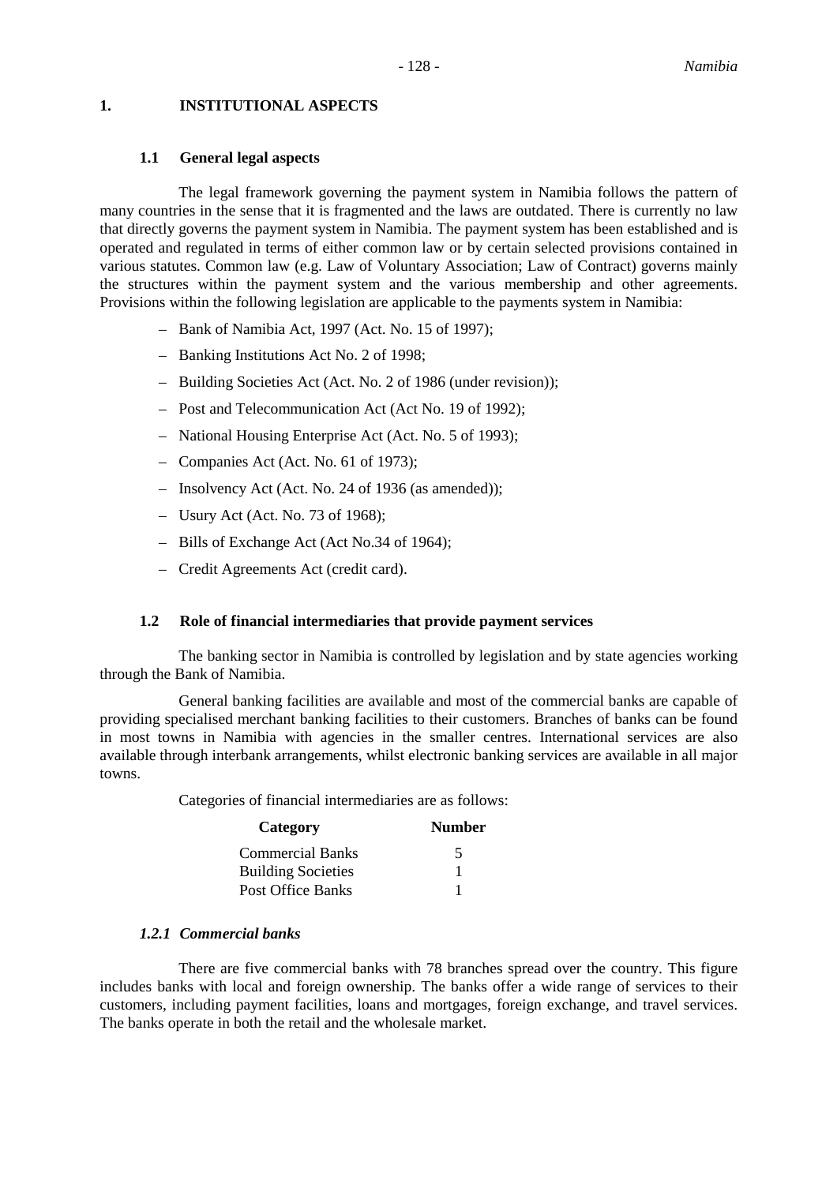# 1. INSTITUTIONAL ASPECTS

## 1.1 General legal aspects

The legal framework governing the payment system in Namibia follows the pattern of many countries in the sense that it is fragmented and the laws are outdated. There is currently no law that directly governs the payment system in Namibia. The payment system has been established and is operated and regulated in terms of either common law or by certain selected provisions contained in various statutes. Common law (e.g. Law of Voluntary Association; Law of Contract) governs mainly the structures within the payment system and the various membership and other agreements. Provisions within the following legislation are applicable to the payments system in Namibia:

- Bank of Namibia Act, 1997 (Act. No. 15 of 1997);
- Banking Institutions Act No. 2 of 1998;
- Building Societies Act (Act. No. 2 of 1986 (under revision));
- Post and Telecommunication Act (Act No. 19 of 1992);
- National Housing Enterprise Act (Act. No. 5 of 1993);
- Companies Act (Act. No. 61 of 1973);
- Insolvency Act (Act. No. 24 of 1936 (as amended));
- Usury Act (Act. No. 73 of 1968);
- Bills of Exchange Act (Act No.34 of 1964);
- Credit Agreements Act (credit card).

## 1.2 Role of financial intermediaries that provide payment services

The banking sector in Namibia is controlled by legislation and by state agencies working through the Bank of Namibia.

General banking facilities are available and most of the commercial banks are capable of providing specialised merchant banking facilities to their customers. Branches of banks can be found in most towns in Namibia with agencies in the smaller centres. International services are also available through interbank arrangements, whilst electronic banking services are available in all major towns.

Categories of financial intermediaries are as follows:

| Category | Number |
|---|---|
| Commercial Banks | 5 |
| Building Societies | 1 |
| Post Office Banks | 1 |

### *1.2.1 Commercial banks*

There are five commercial banks with 78 branches spread over the country. This figure includes banks with local and foreign ownership. The banks offer a wide range of services to their customers, including payment facilities, loans and mortgages, foreign exchange, and travel services. The banks operate in both the retail and the wholesale market.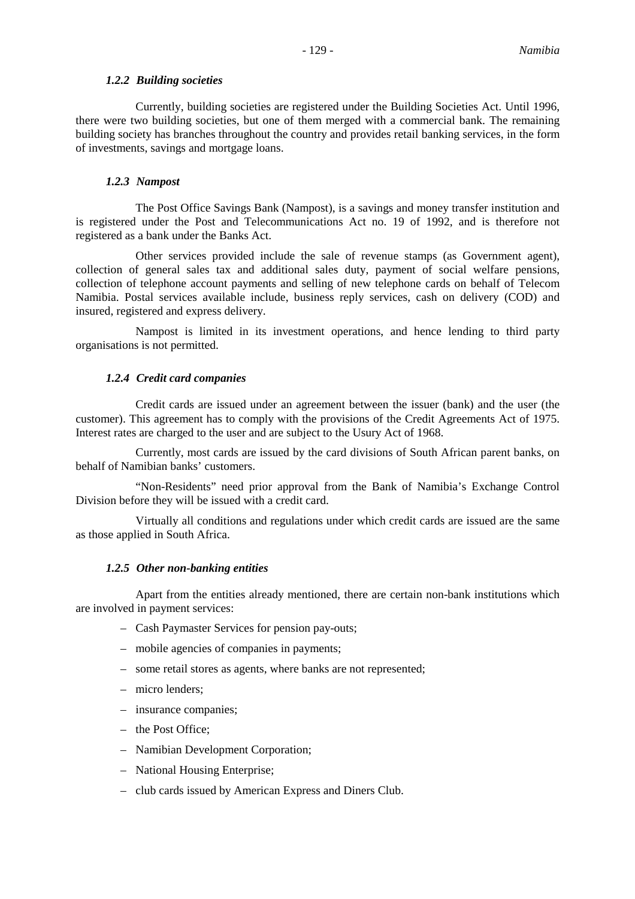#### *1.2.2 Building societies*

Currently, building societies are registered under the Building Societies Act. Until 1996, there were two building societies, but one of them merged with a commercial bank. The remaining building society has branches throughout the country and provides retail banking services, in the form of investments, savings and mortgage loans.

#### *1.2.3 Nampost*

The Post Office Savings Bank (Nampost), is a savings and money transfer institution and is registered under the Post and Telecommunications Act no. 19 of 1992, and is therefore not registered as a bank under the Banks Act.

Other services provided include the sale of revenue stamps (as Government agent), collection of general sales tax and additional sales duty, payment of social welfare pensions, collection of telephone account payments and selling of new telephone cards on behalf of Telecom Namibia. Postal services available include, business reply services, cash on delivery (COD) and insured, registered and express delivery.

Nampost is limited in its investment operations, and hence lending to third party organisations is not permitted.

#### *1.2.4 Credit card companies*

Credit cards are issued under an agreement between the issuer (bank) and the user (the customer). This agreement has to comply with the provisions of the Credit Agreements Act of 1975. Interest rates are charged to the user and are subject to the Usury Act of 1968.

Currently, most cards are issued by the card divisions of South African parent banks, on behalf of Namibian banks' customers.

"Non-Residents" need prior approval from the Bank of Namibia's Exchange Control Division before they will be issued with a credit card.

Virtually all conditions and regulations under which credit cards are issued are the same as those applied in South Africa.

#### *1.2.5 Other non-banking entities*

Apart from the entities already mentioned, there are certain non-bank institutions which are involved in payment services:

- Cash Paymaster Services for pension pay-outs;
- mobile agencies of companies in payments;
- some retail stores as agents, where banks are not represented;
- micro lenders;
- insurance companies;
- the Post Office;
- Namibian Development Corporation;
- National Housing Enterprise;
- club cards issued by American Express and Diners Club.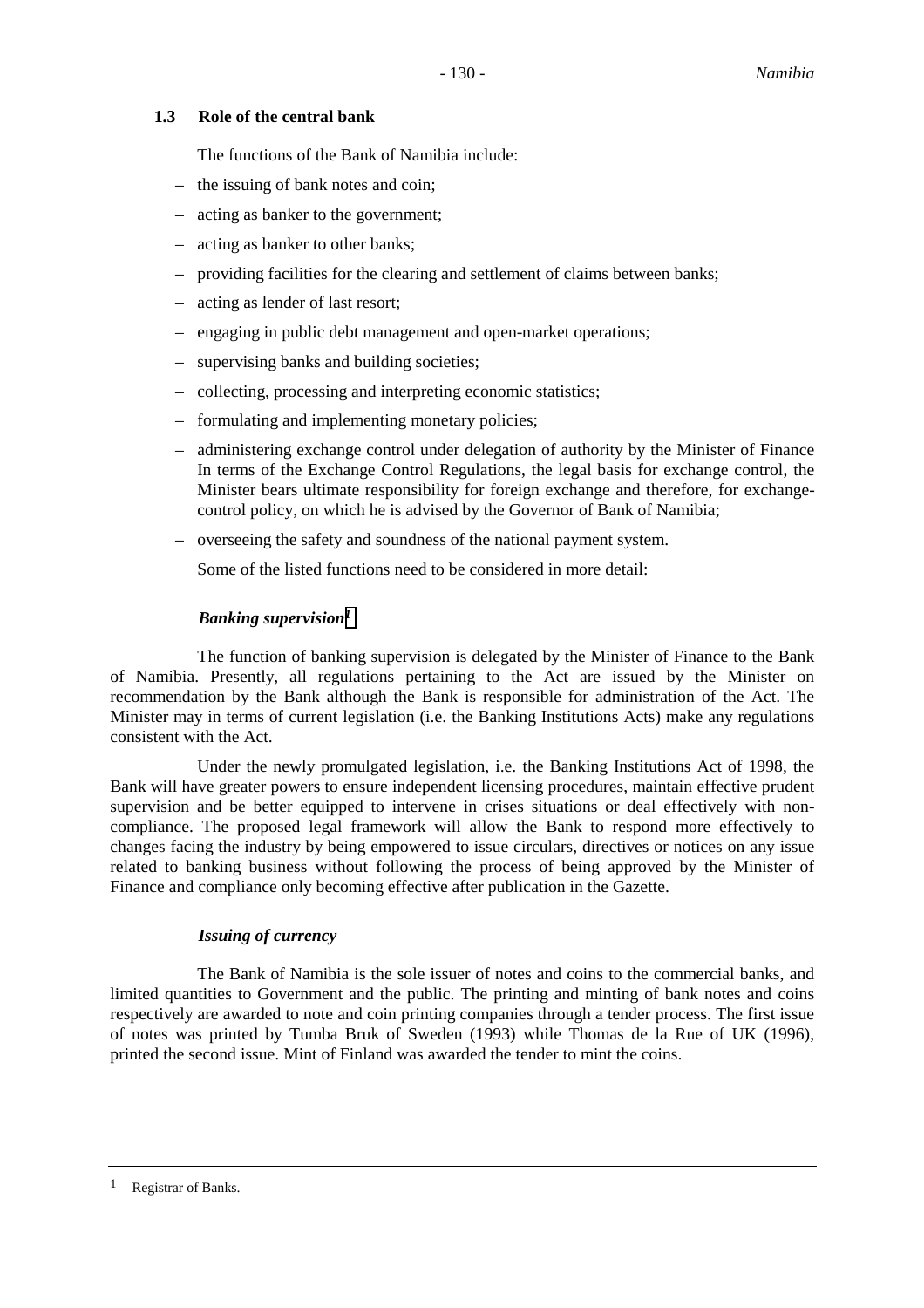### 1.3 Role of the central bank

The functions of the Bank of Namibia include:

- the issuing of bank notes and coin;
- acting as banker to the government;
- acting as banker to other banks;
- providing facilities for the clearing and settlement of claims between banks;
- acting as lender of last resort;
- engaging in public debt management and open-market operations;
- supervising banks and building societies;
- collecting, processing and interpreting economic statistics;
- formulating and implementing monetary policies;
- administering exchange control under delegation of authority by the Minister of Finance In terms of the Exchange Control Regulations, the legal basis for exchange control, the Minister bears ultimate responsibility for foreign exchange and therefore, for exchange-control policy, on which he is advised by the Governor of Bank of Namibia;
- overseeing the safety and soundness of the national payment system.

Some of the listed functions need to be considered in more detail:

***Banking supervision*[1]**

The function of banking supervision is delegated by the Minister of Finance to the Bank of Namibia. Presently, all regulations pertaining to the Act are issued by the Minister on recommendation by the Bank although the Bank is responsible for administration of the Act. The Minister may in terms of current legislation (i.e. the Banking Institutions Acts) make any regulations consistent with the Act.

Under the newly promulgated legislation, i.e. the Banking Institutions Act of 1998, the Bank will have greater powers to ensure independent licensing procedures, maintain effective prudent supervision and be better equipped to intervene in crises situations or deal effectively with non-compliance. The proposed legal framework will allow the Bank to respond more effectively to changes facing the industry by being empowered to issue circulars, directives or notices on any issue related to banking business without following the process of being approved by the Minister of Finance and compliance only becoming effective after publication in the Gazette.

***Issuing of currency***

The Bank of Namibia is the sole issuer of notes and coins to the commercial banks, and limited quantities to Government and the public. The printing and minting of bank notes and coins respectively are awarded to note and coin printing companies through a tender process. The first issue of notes was printed by Tumba Bruk of Sweden (1993) while Thomas de la Rue of UK (1996), printed the second issue. Mint of Finland was awarded the tender to mint the coins.

---

[1] Registrar of Banks.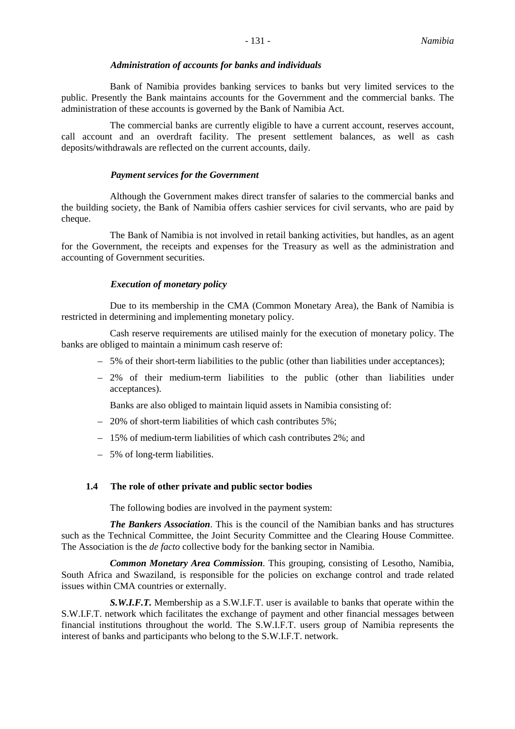*Administration of accounts for banks and individuals*

Bank of Namibia provides banking services to banks but very limited services to the public. Presently the Bank maintains accounts for the Government and the commercial banks. The administration of these accounts is governed by the Bank of Namibia Act.

The commercial banks are currently eligible to have a current account, reserves account, call account and an overdraft facility. The present settlement balances, as well as cash deposits/withdrawals are reflected on the current accounts, daily.

*Payment services for the Government*

Although the Government makes direct transfer of salaries to the commercial banks and the building society, the Bank of Namibia offers cashier services for civil servants, who are paid by cheque.

The Bank of Namibia is not involved in retail banking activities, but handles, as an agent for the Government, the receipts and expenses for the Treasury as well as the administration and accounting of Government securities.

*Execution of monetary policy*

Due to its membership in the CMA (Common Monetary Area), the Bank of Namibia is restricted in determining and implementing monetary policy.

Cash reserve requirements are utilised mainly for the execution of monetary policy. The banks are obliged to maintain a minimum cash reserve of:

- 5% of their short-term liabilities to the public (other than liabilities under acceptances);
- 2% of their medium-term liabilities to the public (other than liabilities under acceptances).

Banks are also obliged to maintain liquid assets in Namibia consisting of:

- 20% of short-term liabilities of which cash contributes 5%;
- 15% of medium-term liabilities of which cash contributes 2%; and
- 5% of long-term liabilities.

### 1.4 The role of other private and public sector bodies

The following bodies are involved in the payment system:

***The Bankers Association***. This is the council of the Namibian banks and has structures such as the Technical Committee, the Joint Security Committee and the Clearing House Committee. The Association is the *de facto* collective body for the banking sector in Namibia.

***Common Monetary Area Commission***. This grouping, consisting of Lesotho, Namibia, South Africa and Swaziland, is responsible for the policies on exchange control and trade related issues within CMA countries or externally.

***S.W.I.F.T.*** Membership as a S.W.I.F.T. user is available to banks that operate within the S.W.I.F.T. network which facilitates the exchange of payment and other financial messages between financial institutions throughout the world. The S.W.I.F.T. users group of Namibia represents the interest of banks and participants who belong to the S.W.I.F.T. network.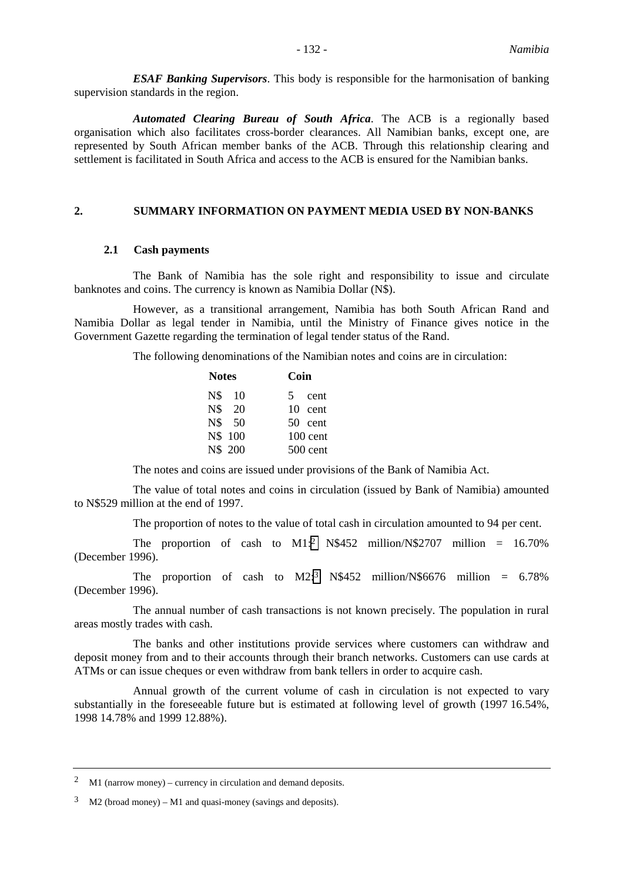***ESAF Banking Supervisors***. This body is responsible for the harmonisation of banking supervision standards in the region.

***Automated Clearing Bureau of South Africa***. The ACB is a regionally based organisation which also facilitates cross-border clearances. All Namibian banks, except one, are represented by South African member banks of the ACB. Through this relationship clearing and settlement is facilitated in South Africa and access to the ACB is ensured for the Namibian banks.

## 2. SUMMARY INFORMATION ON PAYMENT MEDIA USED BY NON-BANKS

### 2.1 Cash payments

The Bank of Namibia has the sole right and responsibility to issue and circulate banknotes and coins. The currency is known as Namibia Dollar (N$).

However, as a transitional arrangement, Namibia has both South African Rand and Namibia Dollar as legal tender in Namibia, until the Ministry of Finance gives notice in the Government Gazette regarding the termination of legal tender status of the Rand.

The following denominations of the Namibian notes and coins are in circulation:

| Notes | Coin |
|---|---|
| N$ 10 | 5 cent |
| N$ 20 | 10 cent |
| N$ 50 | 50 cent |
| N$ 100 | 100 cent |
| N$ 200 | 500 cent |

The notes and coins are issued under provisions of the Bank of Namibia Act.

The value of total notes and coins in circulation (issued by Bank of Namibia) amounted to N$529 million at the end of 1997.

The proportion of notes to the value of total cash in circulation amounted to 94 per cent.

The proportion of cash to M1:[2] N$452 million/N$2707 million = 16.70% (December 1996).

The proportion of cash to M2:[3] N$452 million/N$6676 million = 6.78% (December 1996).

The annual number of cash transactions is not known precisely. The population in rural areas mostly trades with cash.

The banks and other institutions provide services where customers can withdraw and deposit money from and to their accounts through their branch networks. Customers can use cards at ATMs or can issue cheques or even withdraw from bank tellers in order to acquire cash.

Annual growth of the current volume of cash in circulation is not expected to vary substantially in the foreseeable future but is estimated at following level of growth (1997 16.54%, 1998 14.78% and 1999 12.88%).

---

[2] M1 (narrow money) – currency in circulation and demand deposits.

[3] M2 (broad money) – M1 and quasi-money (savings and deposits).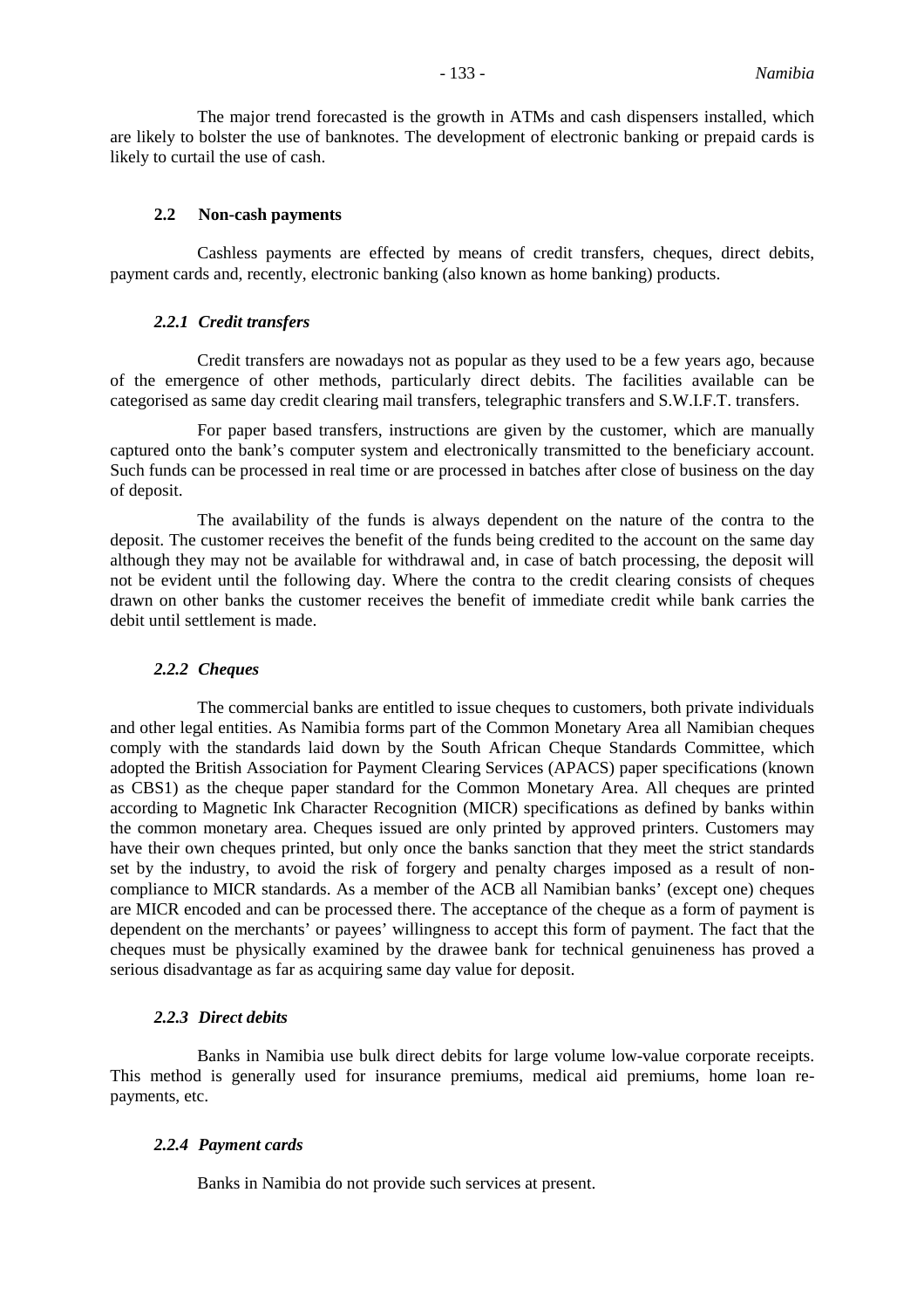The major trend forecasted is the growth in ATMs and cash dispensers installed, which are likely to bolster the use of banknotes. The development of electronic banking or prepaid cards is likely to curtail the use of cash.

### 2.2 Non-cash payments

Cashless payments are effected by means of credit transfers, cheques, direct debits, payment cards and, recently, electronic banking (also known as home banking) products.

#### *2.2.1 Credit transfers*

Credit transfers are nowadays not as popular as they used to be a few years ago, because of the emergence of other methods, particularly direct debits. The facilities available can be categorised as same day credit clearing mail transfers, telegraphic transfers and S.W.I.F.T. transfers.

For paper based transfers, instructions are given by the customer, which are manually captured onto the bank's computer system and electronically transmitted to the beneficiary account. Such funds can be processed in real time or are processed in batches after close of business on the day of deposit.

The availability of the funds is always dependent on the nature of the contra to the deposit. The customer receives the benefit of the funds being credited to the account on the same day although they may not be available for withdrawal and, in case of batch processing, the deposit will not be evident until the following day. Where the contra to the credit clearing consists of cheques drawn on other banks the customer receives the benefit of immediate credit while bank carries the debit until settlement is made.

#### *2.2.2 Cheques*

The commercial banks are entitled to issue cheques to customers, both private individuals and other legal entities. As Namibia forms part of the Common Monetary Area all Namibian cheques comply with the standards laid down by the South African Cheque Standards Committee, which adopted the British Association for Payment Clearing Services (APACS) paper specifications (known as CBS1) as the cheque paper standard for the Common Monetary Area. All cheques are printed according to Magnetic Ink Character Recognition (MICR) specifications as defined by banks within the common monetary area. Cheques issued are only printed by approved printers. Customers may have their own cheques printed, but only once the banks sanction that they meet the strict standards set by the industry, to avoid the risk of forgery and penalty charges imposed as a result of non-compliance to MICR standards. As a member of the ACB all Namibian banks' (except one) cheques are MICR encoded and can be processed there. The acceptance of the cheque as a form of payment is dependent on the merchants' or payees' willingness to accept this form of payment. The fact that the cheques must be physically examined by the drawee bank for technical genuineness has proved a serious disadvantage as far as acquiring same day value for deposit.

#### *2.2.3 Direct debits*

Banks in Namibia use bulk direct debits for large volume low-value corporate receipts. This method is generally used for insurance premiums, medical aid premiums, home loan re-payments, etc.

#### *2.2.4 Payment cards*

Banks in Namibia do not provide such services at present.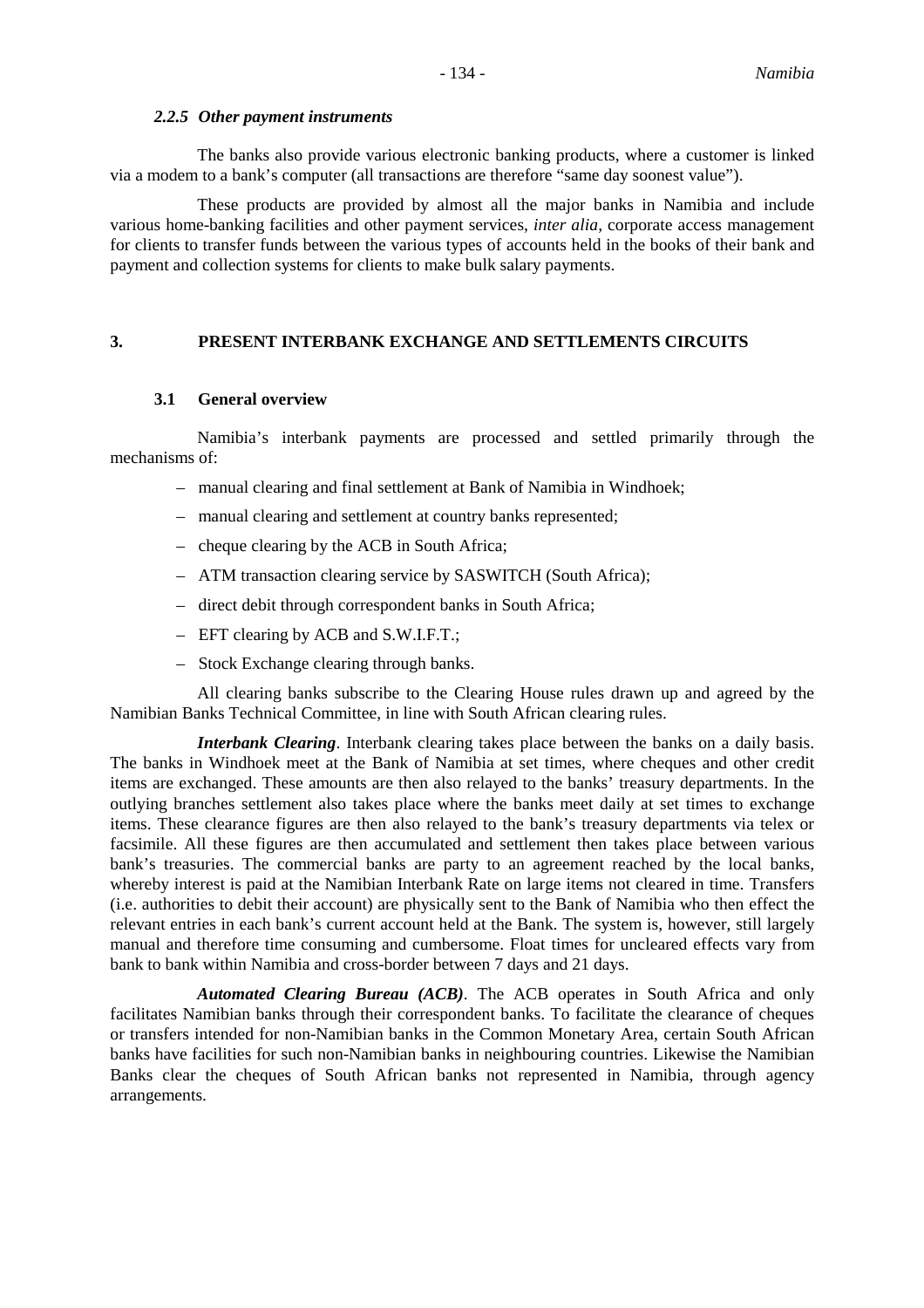#### *2.2.5 Other payment instruments*

The banks also provide various electronic banking products, where a customer is linked via a modem to a bank's computer (all transactions are therefore "same day soonest value").

These products are provided by almost all the major banks in Namibia and include various home-banking facilities and other payment services, *inter alia,* corporate access management for clients to transfer funds between the various types of accounts held in the books of their bank and payment and collection systems for clients to make bulk salary payments.

## 3. PRESENT INTERBANK EXCHANGE AND SETTLEMENTS CIRCUITS

### 3.1 General overview

Namibia's interbank payments are processed and settled primarily through the mechanisms of:

- manual clearing and final settlement at Bank of Namibia in Windhoek;
- manual clearing and settlement at country banks represented;
- cheque clearing by the ACB in South Africa;
- ATM transaction clearing service by SASWITCH (South Africa);
- direct debit through correspondent banks in South Africa;
- EFT clearing by ACB and S.W.I.F.T.;
- Stock Exchange clearing through banks.

All clearing banks subscribe to the Clearing House rules drawn up and agreed by the Namibian Banks Technical Committee, in line with South African clearing rules.

***Interbank Clearing***. Interbank clearing takes place between the banks on a daily basis. The banks in Windhoek meet at the Bank of Namibia at set times, where cheques and other credit items are exchanged. These amounts are then also relayed to the banks' treasury departments. In the outlying branches settlement also takes place where the banks meet daily at set times to exchange items. These clearance figures are then also relayed to the bank's treasury departments via telex or facsimile. All these figures are then accumulated and settlement then takes place between various bank's treasuries. The commercial banks are party to an agreement reached by the local banks, whereby interest is paid at the Namibian Interbank Rate on large items not cleared in time. Transfers (i.e. authorities to debit their account) are physically sent to the Bank of Namibia who then effect the relevant entries in each bank's current account held at the Bank. The system is, however, still largely manual and therefore time consuming and cumbersome. Float times for uncleared effects vary from bank to bank within Namibia and cross-border between 7 days and 21 days.

***Automated Clearing Bureau (ACB)***. The ACB operates in South Africa and only facilitates Namibian banks through their correspondent banks. To facilitate the clearance of cheques or transfers intended for non-Namibian banks in the Common Monetary Area, certain South African banks have facilities for such non-Namibian banks in neighbouring countries. Likewise the Namibian Banks clear the cheques of South African banks not represented in Namibia, through agency arrangements.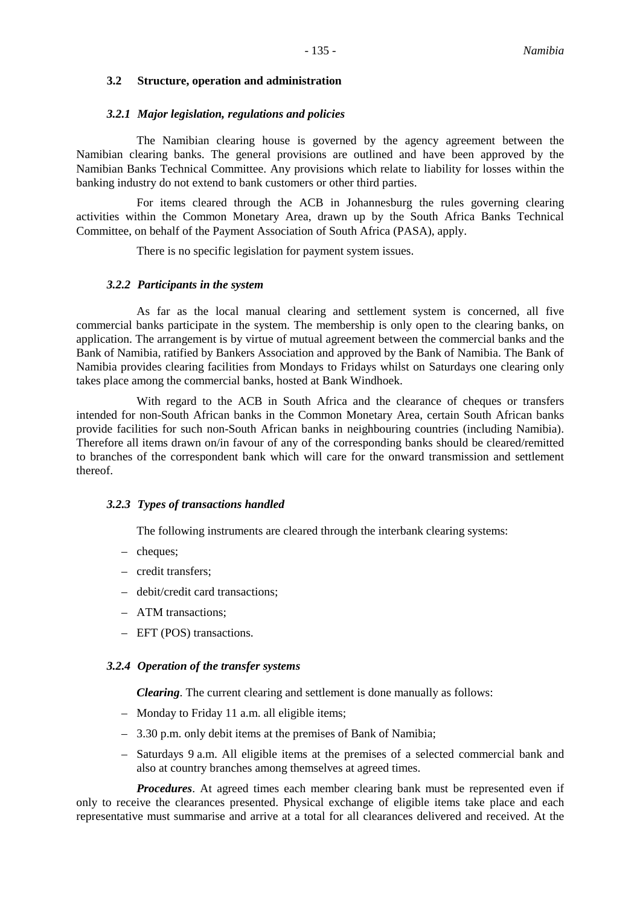### 3.2 Structure, operation and administration

#### *3.2.1 Major legislation, regulations and policies*

The Namibian clearing house is governed by the agency agreement between the Namibian clearing banks. The general provisions are outlined and have been approved by the Namibian Banks Technical Committee. Any provisions which relate to liability for losses within the banking industry do not extend to bank customers or other third parties.

For items cleared through the ACB in Johannesburg the rules governing clearing activities within the Common Monetary Area, drawn up by the South Africa Banks Technical Committee, on behalf of the Payment Association of South Africa (PASA), apply.

There is no specific legislation for payment system issues.

#### *3.2.2 Participants in the system*

As far as the local manual clearing and settlement system is concerned, all five commercial banks participate in the system. The membership is only open to the clearing banks, on application. The arrangement is by virtue of mutual agreement between the commercial banks and the Bank of Namibia, ratified by Bankers Association and approved by the Bank of Namibia. The Bank of Namibia provides clearing facilities from Mondays to Fridays whilst on Saturdays one clearing only takes place among the commercial banks, hosted at Bank Windhoek.

With regard to the ACB in South Africa and the clearance of cheques or transfers intended for non-South African banks in the Common Monetary Area, certain South African banks provide facilities for such non-South African banks in neighbouring countries (including Namibia). Therefore all items drawn on/in favour of any of the corresponding banks should be cleared/remitted to branches of the correspondent bank which will care for the onward transmission and settlement thereof.

#### *3.2.3 Types of transactions handled*

The following instruments are cleared through the interbank clearing systems:

- cheques;
- credit transfers;
- debit/credit card transactions;
- ATM transactions;
- EFT (POS) transactions.

#### *3.2.4 Operation of the transfer systems*

***Clearing***. The current clearing and settlement is done manually as follows:

- Monday to Friday 11 a.m. all eligible items;
- 3.30 p.m. only debit items at the premises of Bank of Namibia;
- Saturdays 9 a.m. All eligible items at the premises of a selected commercial bank and also at country branches among themselves at agreed times.

***Procedures***. At agreed times each member clearing bank must be represented even if only to receive the clearances presented. Physical exchange of eligible items take place and each representative must summarise and arrive at a total for all clearances delivered and received. At the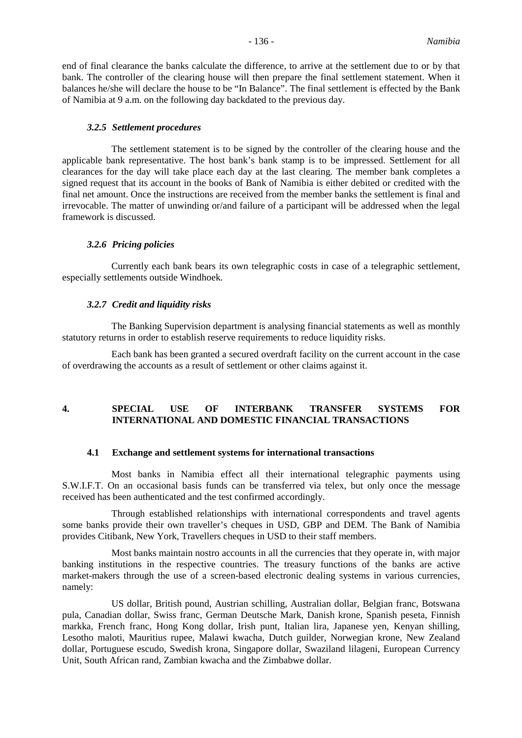end of final clearance the banks calculate the difference, to arrive at the settlement due to or by that bank. The controller of the clearing house will then prepare the final settlement statement. When it balances he/she will declare the house to be "In Balance". The final settlement is effected by the Bank of Namibia at 9 a.m. on the following day backdated to the previous day.

#### *3.2.5 Settlement procedures*

The settlement statement is to be signed by the controller of the clearing house and the applicable bank representative. The host bank's bank stamp is to be impressed. Settlement for all clearances for the day will take place each day at the last clearing. The member bank completes a signed request that its account in the books of Bank of Namibia is either debited or credited with the final net amount. Once the instructions are received from the member banks the settlement is final and irrevocable. The matter of unwinding or/and failure of a participant will be addressed when the legal framework is discussed.

#### *3.2.6 Pricing policies*

Currently each bank bears its own telegraphic costs in case of a telegraphic settlement, especially settlements outside Windhoek.

#### *3.2.7 Credit and liquidity risks*

The Banking Supervision department is analysing financial statements as well as monthly statutory returns in order to establish reserve requirements to reduce liquidity risks.

Each bank has been granted a secured overdraft facility on the current account in the case of overdrawing the accounts as a result of settlement or other claims against it.

## 4. SPECIAL USE OF INTERBANK TRANSFER SYSTEMS FOR INTERNATIONAL AND DOMESTIC FINANCIAL TRANSACTIONS

### 4.1 Exchange and settlement systems for international transactions

Most banks in Namibia effect all their international telegraphic payments using S.W.I.F.T. On an occasional basis funds can be transferred via telex, but only once the message received has been authenticated and the test confirmed accordingly.

Through established relationships with international correspondents and travel agents some banks provide their own traveller's cheques in USD, GBP and DEM. The Bank of Namibia provides Citibank, New York, Travellers cheques in USD to their staff members.

Most banks maintain nostro accounts in all the currencies that they operate in, with major banking institutions in the respective countries. The treasury functions of the banks are active market-makers through the use of a screen-based electronic dealing systems in various currencies, namely:

US dollar, British pound, Austrian schilling, Australian dollar, Belgian franc, Botswana pula, Canadian dollar, Swiss franc, German Deutsche Mark, Danish krone, Spanish peseta, Finnish markka, French franc, Hong Kong dollar, Irish punt, Italian lira, Japanese yen, Kenyan shilling, Lesotho maloti, Mauritius rupee, Malawi kwacha, Dutch guilder, Norwegian krone, New Zealand dollar, Portuguese escudo, Swedish krona, Singapore dollar, Swaziland lilageni, European Currency Unit, South African rand, Zambian kwacha and the Zimbabwe dollar.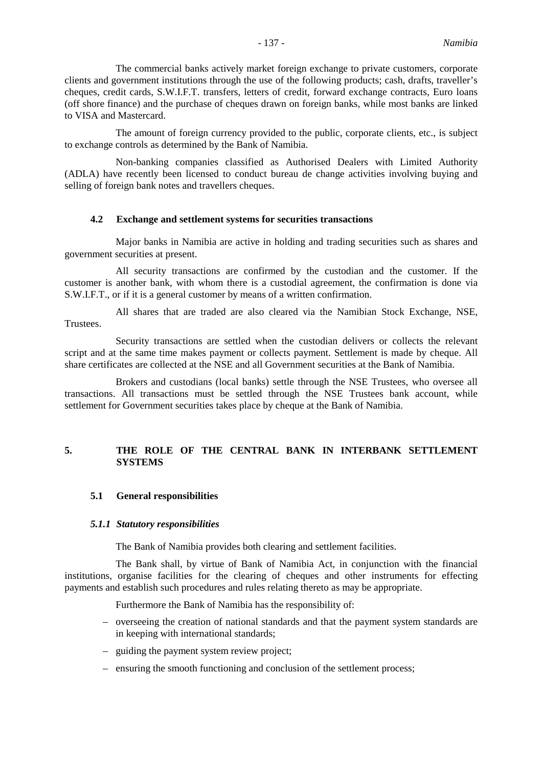The commercial banks actively market foreign exchange to private customers, corporate clients and government institutions through the use of the following products; cash, drafts, traveller's cheques, credit cards, S.W.I.F.T. transfers, letters of credit, forward exchange contracts, Euro loans (off shore finance) and the purchase of cheques drawn on foreign banks, while most banks are linked to VISA and Mastercard.

The amount of foreign currency provided to the public, corporate clients, etc., is subject to exchange controls as determined by the Bank of Namibia.

Non-banking companies classified as Authorised Dealers with Limited Authority (ADLA) have recently been licensed to conduct bureau de change activities involving buying and selling of foreign bank notes and travellers cheques.

### 4.2 Exchange and settlement systems for securities transactions

Major banks in Namibia are active in holding and trading securities such as shares and government securities at present.

All security transactions are confirmed by the custodian and the customer. If the customer is another bank, with whom there is a custodial agreement, the confirmation is done via S.W.I.F.T., or if it is a general customer by means of a written confirmation.

All shares that are traded are also cleared via the Namibian Stock Exchange, NSE, Trustees.

Security transactions are settled when the custodian delivers or collects the relevant script and at the same time makes payment or collects payment. Settlement is made by cheque. All share certificates are collected at the NSE and all Government securities at the Bank of Namibia.

Brokers and custodians (local banks) settle through the NSE Trustees, who oversee all transactions. All transactions must be settled through the NSE Trustees bank account, while settlement for Government securities takes place by cheque at the Bank of Namibia.

## 5. THE ROLE OF THE CENTRAL BANK IN INTERBANK SETTLEMENT SYSTEMS

### 5.1 General responsibilities

#### *5.1.1 Statutory responsibilities*

The Bank of Namibia provides both clearing and settlement facilities.

The Bank shall, by virtue of Bank of Namibia Act, in conjunction with the financial institutions, organise facilities for the clearing of cheques and other instruments for effecting payments and establish such procedures and rules relating thereto as may be appropriate.

Furthermore the Bank of Namibia has the responsibility of:

- overseeing the creation of national standards and that the payment system standards are in keeping with international standards;
- guiding the payment system review project;
- ensuring the smooth functioning and conclusion of the settlement process;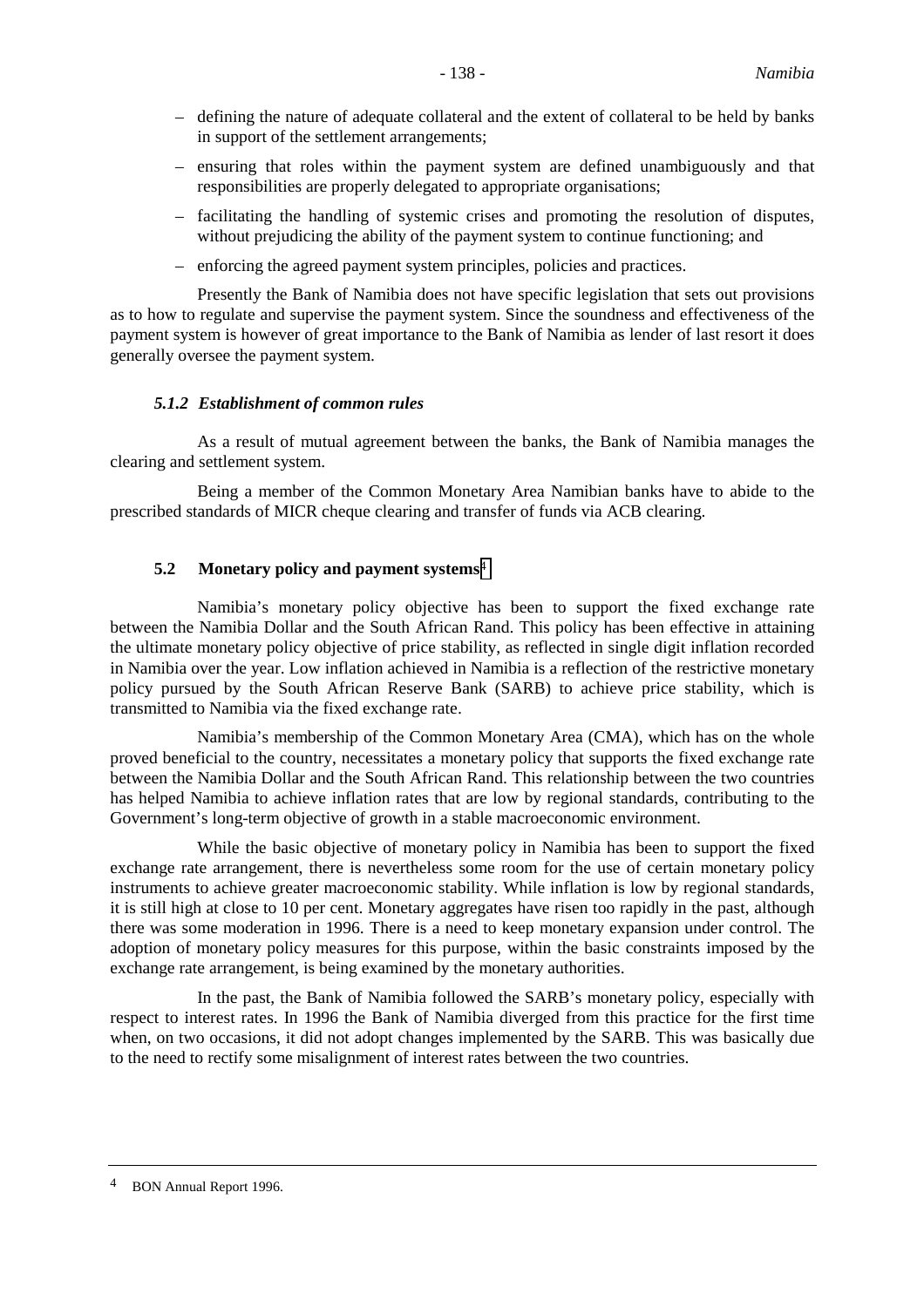- defining the nature of adequate collateral and the extent of collateral to be held by banks in support of the settlement arrangements;
- ensuring that roles within the payment system are defined unambiguously and that responsibilities are properly delegated to appropriate organisations;
- facilitating the handling of systemic crises and promoting the resolution of disputes, without prejudicing the ability of the payment system to continue functioning; and
- enforcing the agreed payment system principles, policies and practices.

Presently the Bank of Namibia does not have specific legislation that sets out provisions as to how to regulate and supervise the payment system. Since the soundness and effectiveness of the payment system is however of great importance to the Bank of Namibia as lender of last resort it does generally oversee the payment system.

#### *5.1.2 Establishment of common rules*

As a result of mutual agreement between the banks, the Bank of Namibia manages the clearing and settlement system.

Being a member of the Common Monetary Area Namibian banks have to abide to the prescribed standards of MICR cheque clearing and transfer of funds via ACB clearing.

### 5.2 Monetary policy and payment systems[4]

Namibia's monetary policy objective has been to support the fixed exchange rate between the Namibia Dollar and the South African Rand. This policy has been effective in attaining the ultimate monetary policy objective of price stability, as reflected in single digit inflation recorded in Namibia over the year. Low inflation achieved in Namibia is a reflection of the restrictive monetary policy pursued by the South African Reserve Bank (SARB) to achieve price stability, which is transmitted to Namibia via the fixed exchange rate.

Namibia's membership of the Common Monetary Area (CMA), which has on the whole proved beneficial to the country, necessitates a monetary policy that supports the fixed exchange rate between the Namibia Dollar and the South African Rand. This relationship between the two countries has helped Namibia to achieve inflation rates that are low by regional standards, contributing to the Government's long-term objective of growth in a stable macroeconomic environment.

While the basic objective of monetary policy in Namibia has been to support the fixed exchange rate arrangement, there is nevertheless some room for the use of certain monetary policy instruments to achieve greater macroeconomic stability. While inflation is low by regional standards, it is still high at close to 10 per cent. Monetary aggregates have risen too rapidly in the past, although there was some moderation in 1996. There is a need to keep monetary expansion under control. The adoption of monetary policy measures for this purpose, within the basic constraints imposed by the exchange rate arrangement, is being examined by the monetary authorities.

In the past, the Bank of Namibia followed the SARB's monetary policy, especially with respect to interest rates. In 1996 the Bank of Namibia diverged from this practice for the first time when, on two occasions, it did not adopt changes implemented by the SARB. This was basically due to the need to rectify some misalignment of interest rates between the two countries.

---

[4] BON Annual Report 1996.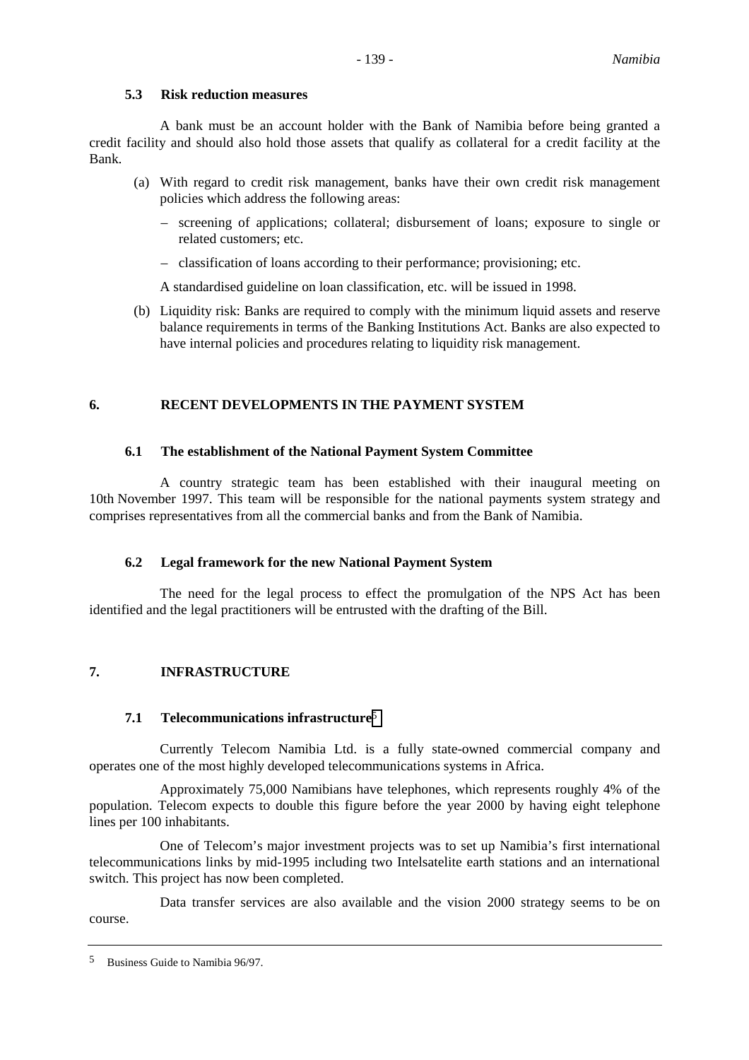### 5.3 Risk reduction measures

A bank must be an account holder with the Bank of Namibia before being granted a credit facility and should also hold those assets that qualify as collateral for a credit facility at the Bank.

(a) With regard to credit risk management, banks have their own credit risk management policies which address the following areas:

- screening of applications; collateral; disbursement of loans; exposure to single or related customers; etc.
- classification of loans according to their performance; provisioning; etc.

A standardised guideline on loan classification, etc. will be issued in 1998.

(b) Liquidity risk: Banks are required to comply with the minimum liquid assets and reserve balance requirements in terms of the Banking Institutions Act. Banks are also expected to have internal policies and procedures relating to liquidity risk management.

## 6. RECENT DEVELOPMENTS IN THE PAYMENT SYSTEM

### 6.1 The establishment of the National Payment System Committee

A country strategic team has been established with their inaugural meeting on 10th November 1997. This team will be responsible for the national payments system strategy and comprises representatives from all the commercial banks and from the Bank of Namibia.

### 6.2 Legal framework for the new National Payment System

The need for the legal process to effect the promulgation of the NPS Act has been identified and the legal practitioners will be entrusted with the drafting of the Bill.

## 7. INFRASTRUCTURE

### 7.1 Telecommunications infrastructure[5]

Currently Telecom Namibia Ltd. is a fully state-owned commercial company and operates one of the most highly developed telecommunications systems in Africa.

Approximately 75,000 Namibians have telephones, which represents roughly 4% of the population. Telecom expects to double this figure before the year 2000 by having eight telephone lines per 100 inhabitants.

One of Telecom's major investment projects was to set up Namibia's first international telecommunications links by mid-1995 including two Intelsatelite earth stations and an international switch. This project has now been completed.

Data transfer services are also available and the vision 2000 strategy seems to be on course.

---

[5] Business Guide to Namibia 96/97.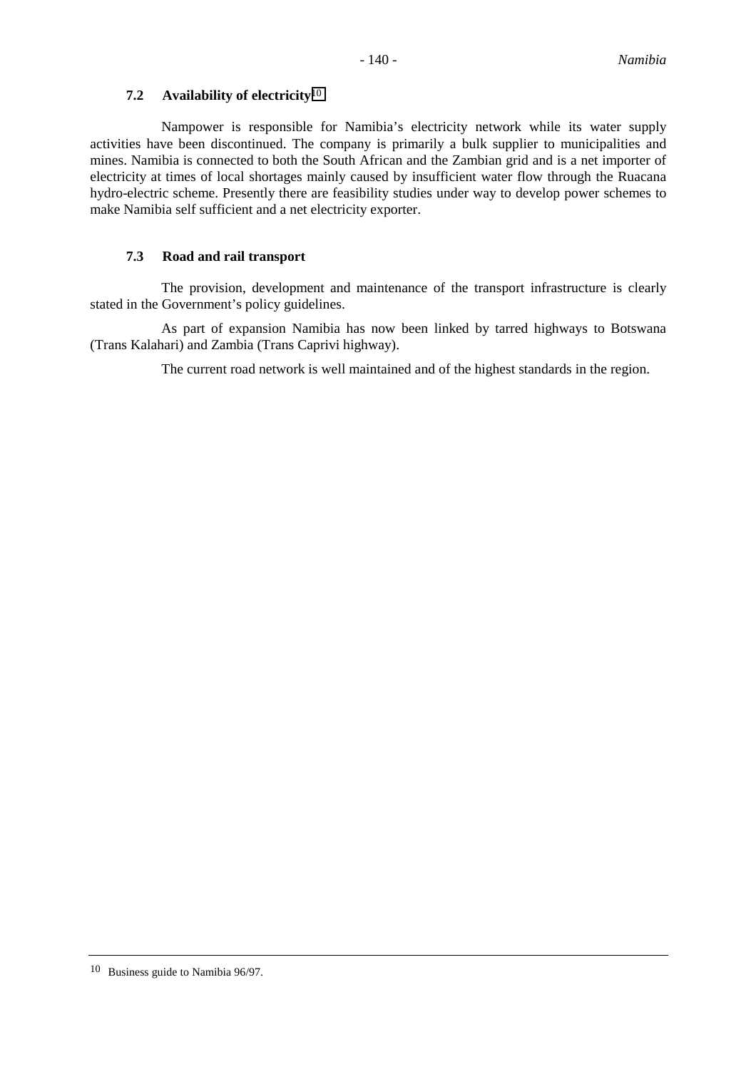### 7.2 Availability of electricity[10]

Nampower is responsible for Namibia's electricity network while its water supply activities have been discontinued. The company is primarily a bulk supplier to municipalities and mines. Namibia is connected to both the South African and the Zambian grid and is a net importer of electricity at times of local shortages mainly caused by insufficient water flow through the Ruacana hydro-electric scheme. Presently there are feasibility studies under way to develop power schemes to make Namibia self sufficient and a net electricity exporter.

### 7.3 Road and rail transport

The provision, development and maintenance of the transport infrastructure is clearly stated in the Government's policy guidelines.

As part of expansion Namibia has now been linked by tarred highways to Botswana (Trans Kalahari) and Zambia (Trans Caprivi highway).

The current road network is well maintained and of the highest standards in the region.

---

[10] Business guide to Namibia 96/97.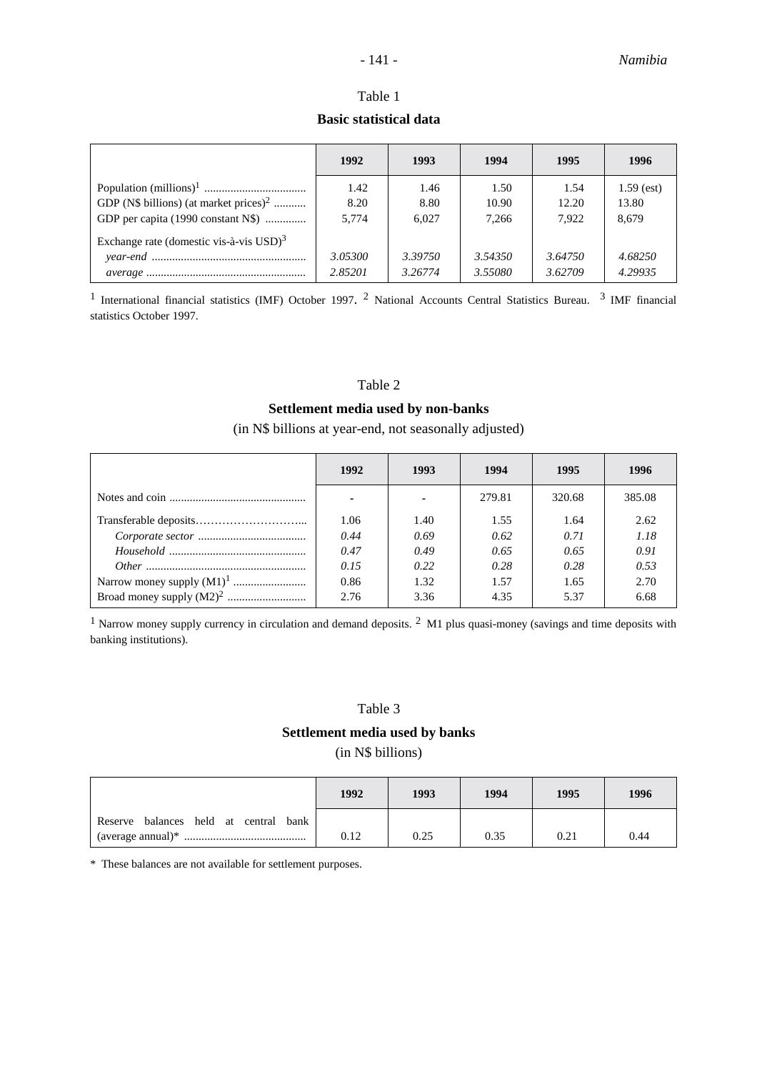Table 1

**Basic statistical data**

| | 1992 | 1993 | 1994 | 1995 | 1996 |
|---|---|---|---|---|---|
| Population (millions)[1] | 1.42 | 1.46 | 1.50 | 1.54 | 1.59 (est) |
| GDP (N$ billions) (at market prices)[2] | 8.20 | 8.80 | 10.90 | 12.20 | 13.80 |
| GDP per capita (1990 constant N$) | 5,774 | 6,027 | 7,266 | 7,922 | 8,679 |
| Exchange rate (domestic vis-à-vis USD)[3] | | | | | |
| *year-end* | *3.05300* | *3.39750* | *3.54350* | *3.64750* | *4.68250* |
| *average* | *2.85201* | *3.26774* | *3.55080* | *3.62709* | *4.29935* |

[1] International financial statistics (IMF) October 1997. [2] National Accounts Central Statistics Bureau. [3] IMF financial statistics October 1997.

Table 2

**Settlement media used by non-banks**

(in N$ billions at year-end, not seasonally adjusted)

| | 1992 | 1993 | 1994 | 1995 | 1996 |
|---|---|---|---|---|---|
| Notes and coin | - | - | 279.81 | 320.68 | 385.08 |
| Transferable deposits | 1.06 | 1.40 | 1.55 | 1.64 | 2.62 |
| *Corporate sector* | *0.44* | *0.69* | *0.62* | *0.71* | *1.18* |
| *Household* | *0.47* | *0.49* | *0.65* | *0.65* | *0.91* |
| *Other* | *0.15* | *0.22* | *0.28* | *0.28* | *0.53* |
| Narrow money supply (M1)[1] | 0.86 | 1.32 | 1.57 | 1.65 | 2.70 |
| Broad money supply (M2)[2] | 2.76 | 3.36 | 4.35 | 5.37 | 6.68 |

[1] Narrow money supply currency in circulation and demand deposits. [2] M1 plus quasi-money (savings and time deposits with banking institutions).

Table 3

**Settlement media used by banks**

(in N$ billions)

| | 1992 | 1993 | 1994 | 1995 | 1996 |
|---|---|---|---|---|---|
| Reserve balances held at central bank (average annual)* | 0.12 | 0.25 | 0.35 | 0.21 | 0.44 |

* These balances are not available for settlement purposes.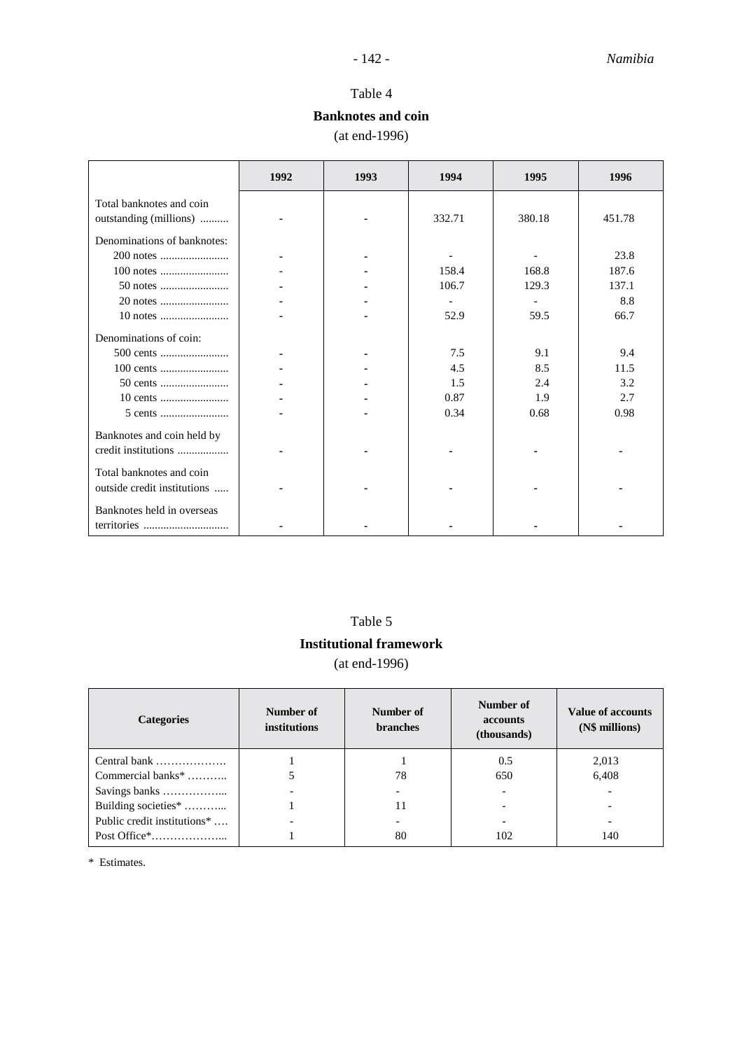Table 4

**Banknotes and coin**

(at end-1996)

| | 1992 | 1993 | 1994 | 1995 | 1996 |
|---|---|---|---|---|---|
| Total banknotes and coin outstanding (millions) .......... | - | - | 332.71 | 380.18 | 451.78 |
| Denominations of banknotes: | | | | | |
| 200 notes ........................ | - | - | - | - | 23.8 |
| 100 notes ........................ | - | - | 158.4 | 168.8 | 187.6 |
| 50 notes ........................ | - | - | 106.7 | 129.3 | 137.1 |
| 20 notes ........................ | - | - | - | - | 8.8 |
| 10 notes ........................ | - | - | 52.9 | 59.5 | 66.7 |
| Denominations of coin: | | | | | |
| 500 cents ........................ | - | - | 7.5 | 9.1 | 9.4 |
| 100 cents ........................ | - | - | 4.5 | 8.5 | 11.5 |
| 50 cents ........................ | - | - | 1.5 | 2.4 | 3.2 |
| 10 cents ........................ | - | - | 0.87 | 1.9 | 2.7 |
| 5 cents ........................ | - | - | 0.34 | 0.68 | 0.98 |
| Banknotes and coin held by credit institutions .................. | - | - | - | - | - |
| Total banknotes and coin outside credit institutions ..... | - | - | - | - | - |
| Banknotes held in overseas territories .............................. | - | - | - | - | - |

Table 5

**Institutional framework**

(at end-1996)

| Categories | Number of institutions | Number of branches | Number of accounts (thousands) | Value of accounts (N$ millions) |
|---|---|---|---|---|
| Central bank ………………. | 1 | 1 | 0.5 | 2,013 |
| Commercial banks* ……….. | 5 | 78 | 650 | 6,408 |
| Savings banks ……………... | - | - | - | - |
| Building societies* ………... | 1 | 11 | - | - |
| Public credit institutions* …. | - | - | - | - |
| Post Office*………………... | 1 | 80 | 102 | 140 |

* Estimates.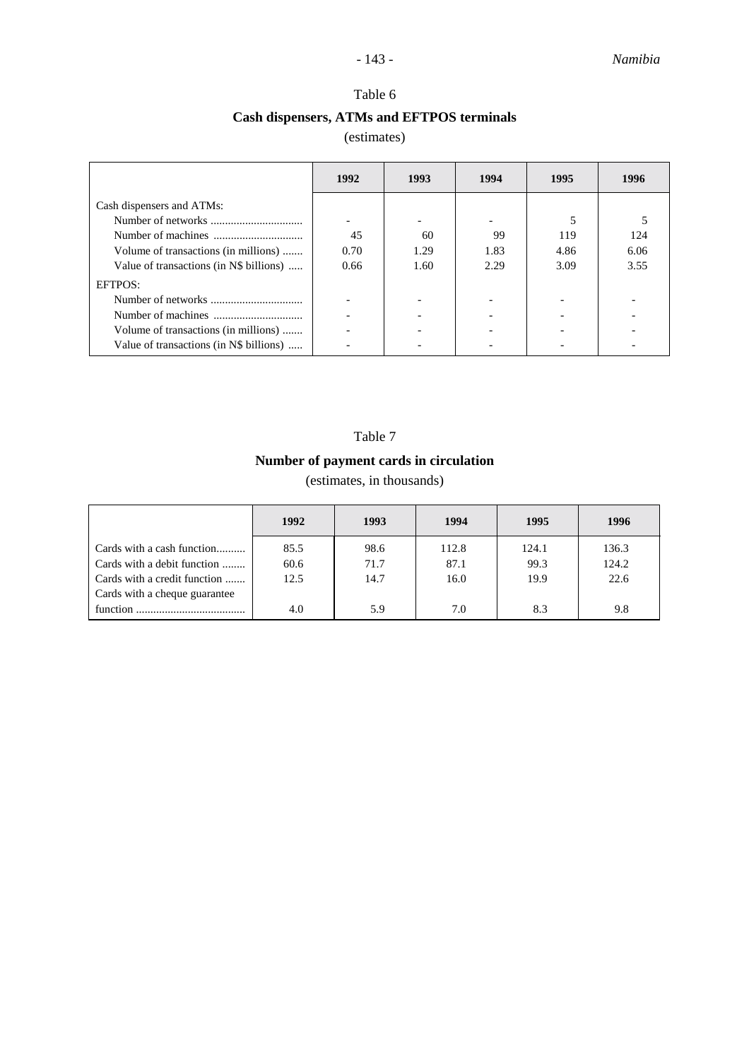## Table 6

### Cash dispensers, ATMs and EFTPOS terminals

(estimates)

| | 1992 | 1993 | 1994 | 1995 | 1996 |
|---|---|---|---|---|---|
| Cash dispensers and ATMs: | | | | | |
| Number of networks | - | - | - | 5 | 5 |
| Number of machines | 45 | 60 | 99 | 119 | 124 |
| Volume of transactions (in millions) | 0.70 | 1.29 | 1.83 | 4.86 | 6.06 |
| Value of transactions (in N$ billions) | 0.66 | 1.60 | 2.29 | 3.09 | 3.55 |
| EFTPOS: | | | | | |
| Number of networks | - | - | - | - | - |
| Number of machines | - | - | - | - | - |
| Volume of transactions (in millions) | - | - | - | - | - |
| Value of transactions (in N$ billions) | - | - | - | - | - |

## Table 7

### Number of payment cards in circulation

(estimates, in thousands)

| | 1992 | 1993 | 1994 | 1995 | 1996 |
|---|---|---|---|---|---|
| Cards with a cash function | 85.5 | 98.6 | 112.8 | 124.1 | 136.3 |
| Cards with a debit function | 60.6 | 71.7 | 87.1 | 99.3 | 124.2 |
| Cards with a credit function | 12.5 | 14.7 | 16.0 | 19.9 | 22.6 |
| Cards with a cheque guarantee function | 4.0 | 5.9 | 7.0 | 8.3 | 9.8 |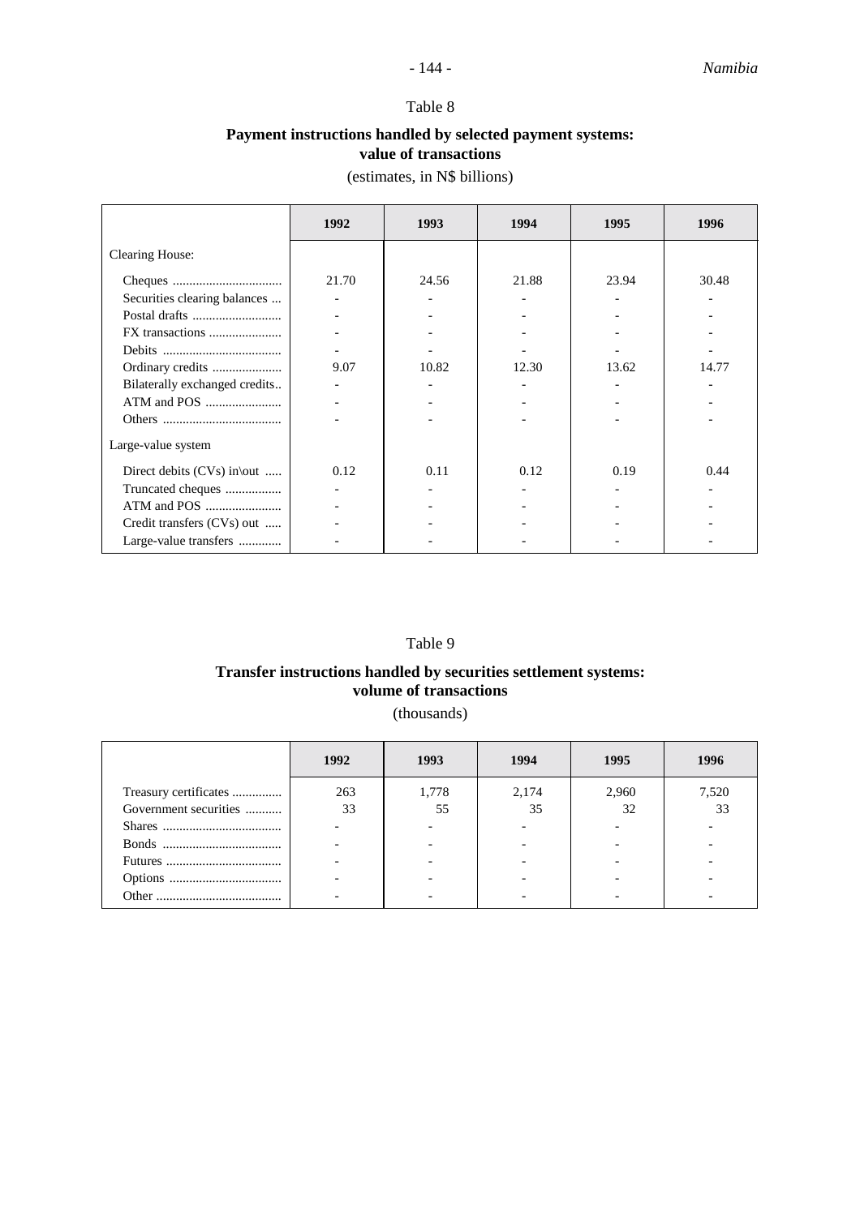Table 8

**Payment instructions handled by selected payment systems: value of transactions**

(estimates, in N$ billions)

| | 1992 | 1993 | 1994 | 1995 | 1996 |
|---|---|---|---|---|---|
| Clearing House: | | | | | |
| Cheques ................................ | 21.70 | 24.56 | 21.88 | 23.94 | 30.48 |
| Securities clearing balances ... | - | - | - | - | - |
| Postal drafts .......................... | - | - | - | - | - |
| FX transactions ..................... | - | - | - | - | - |
| Debits ................................... | - | - | - | - | - |
| Ordinary credits .................... | 9.07 | 10.82 | 12.30 | 13.62 | 14.77 |
| Bilaterally exchanged credits.. | - | - | - | - | - |
| ATM and POS ...................... | - | - | - | - | - |
| Others ................................... | - | - | - | - | - |
| Large-value system | | | | | |
| Direct debits (CVs) in\out ..... | 0.12 | 0.11 | 0.12 | 0.19 | 0.44 |
| Truncated cheques ................ | - | - | - | - | - |
| ATM and POS ...................... | - | - | - | - | - |
| Credit transfers (CVs) out ..... | - | - | - | - | - |
| Large-value transfers ............ | - | - | - | - | - |

Table 9

**Transfer instructions handled by securities settlement systems: volume of transactions**

(thousands)

| | 1992 | 1993 | 1994 | 1995 | 1996 |
|---|---|---|---|---|---|
| Treasury certificates ............... | 263 | 1,778 | 2,174 | 2,960 | 7,520 |
| Government securities ........... | 33 | 55 | 35 | 32 | 33 |
| Shares .................................... | - | - | - | - | - |
| Bonds .................................... | - | - | - | - | - |
| Futures ................................... | - | - | - | - | - |
| Options ................................. | - | - | - | - | - |
| Other ..................................... | - | - | - | - | - |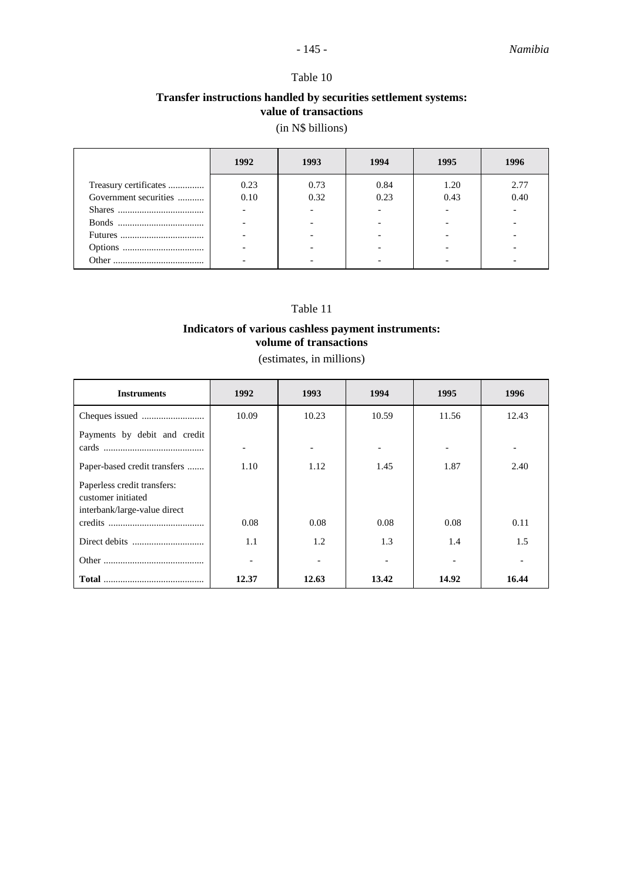Table 10

**Transfer instructions handled by securities settlement systems: value of transactions**

(in N$ billions)

| | 1992 | 1993 | 1994 | 1995 | 1996 |
|---|---|---|---|---|---|
| Treasury certificates | 0.23 | 0.73 | 0.84 | 1.20 | 2.77 |
| Government securities | 0.10 | 0.32 | 0.23 | 0.43 | 0.40 |
| Shares | - | - | - | - | - |
| Bonds | - | - | - | - | - |
| Futures | - | - | - | - | - |
| Options | - | - | - | - | - |
| Other | - | - | - | - | - |

Table 11

**Indicators of various cashless payment instruments: volume of transactions**

(estimates, in millions)

| Instruments | 1992 | 1993 | 1994 | 1995 | 1996 |
|---|---|---|---|---|---|
| Cheques issued | 10.09 | 10.23 | 10.59 | 11.56 | 12.43 |
| Payments by debit and credit cards | - | - | - | - | - |
| Paper-based credit transfers | 1.10 | 1.12 | 1.45 | 1.87 | 2.40 |
| Paperless credit transfers: customer initiated interbank/large-value direct credits | 0.08 | 0.08 | 0.08 | 0.08 | 0.11 |
| Direct debits | 1.1 | 1.2 | 1.3 | 1.4 | 1.5 |
| Other | - | - | - | - | - |
| **Total** | **12.37** | **12.63** | **13.42** | **14.92** | **16.44** |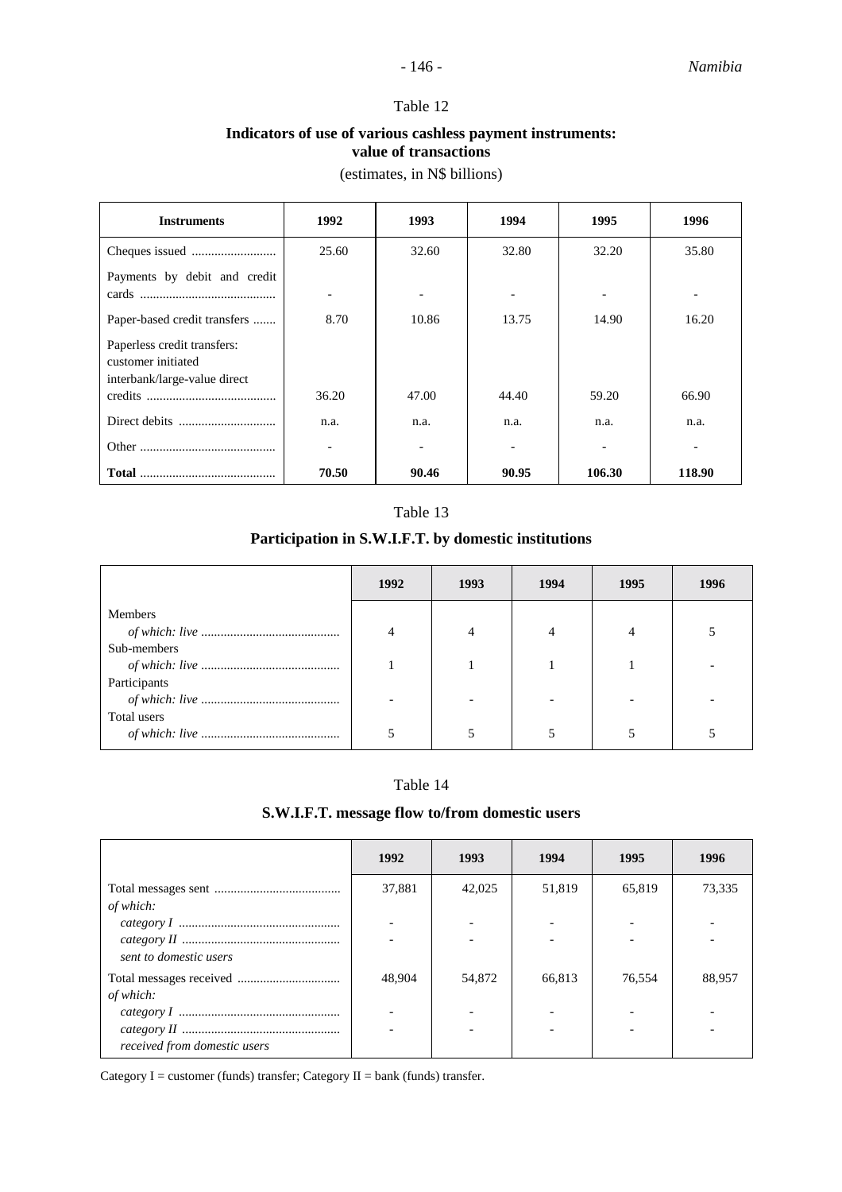Table 12

**Indicators of use of various cashless payment instruments: value of transactions**

(estimates, in N$ billions)

| Instruments | 1992 | 1993 | 1994 | 1995 | 1996 |
|---|---|---|---|---|---|
| Cheques issued | 25.60 | 32.60 | 32.80 | 32.20 | 35.80 |
| Payments by debit and credit cards | - | - | - | - | - |
| Paper-based credit transfers | 8.70 | 10.86 | 13.75 | 14.90 | 16.20 |
| Paperless credit transfers: customer initiated interbank/large-value direct credits | 36.20 | 47.00 | 44.40 | 59.20 | 66.90 |
| Direct debits | n.a. | n.a. | n.a. | n.a. | n.a. |
| Other | - | - | - | - | - |
| **Total** | **70.50** | **90.46** | **90.95** | **106.30** | **118.90** |

Table 13

**Participation in S.W.I.F.T. by domestic institutions**

| | 1992 | 1993 | 1994 | 1995 | 1996 |
|---|---|---|---|---|---|
| Members | | | | | |
| *of which: live* | 4 | 4 | 4 | 4 | 5 |
| Sub-members | | | | | |
| *of which: live* | 1 | 1 | 1 | 1 | - |
| Participants | | | | | |
| *of which: live* | - | - | - | - | - |
| Total users | | | | | |
| *of which: live* | 5 | 5 | 5 | 5 | 5 |

Table 14

**S.W.I.F.T. message flow to/from domestic users**

| | 1992 | 1993 | 1994 | 1995 | 1996 |
|---|---|---|---|---|---|
| Total messages sent | 37,881 | 42,025 | 51,819 | 65,819 | 73,335 |
| *of which:* | | | | | |
| *category I* | - | - | - | - | - |
| *category II* | - | - | - | - | - |
| *sent to domestic users* | | | | | |
| Total messages received | 48,904 | 54,872 | 66,813 | 76,554 | 88,957 |
| *of which:* | | | | | |
| *category I* | - | - | - | - | - |
| *category II* | - | - | - | - | - |
| *received from domestic users* | | | | | |

Category I = customer (funds) transfer; Category II = bank (funds) transfer.